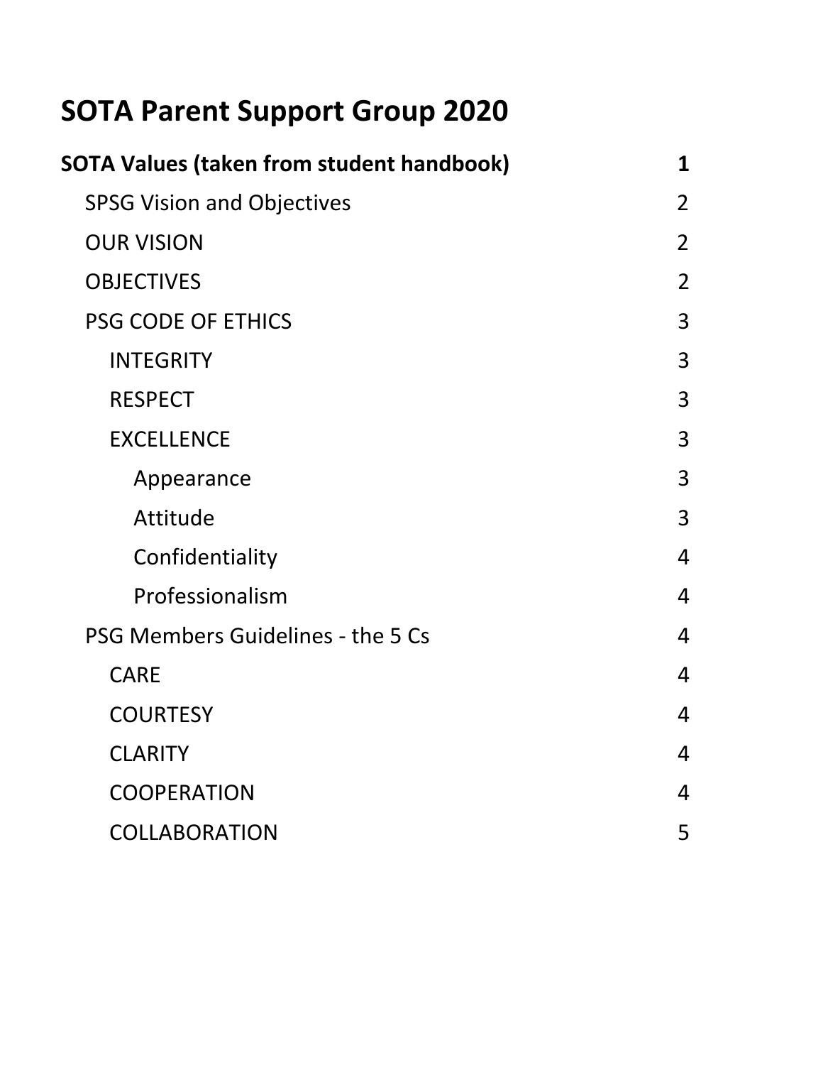# SOTA Parent Support Group 2020

| | |
|---|---|
| **SOTA Values (taken from student handbook)** | **1** |
| SPSG Vision and Objectives | 2 |
| OUR VISION | 2 |
| OBJECTIVES | 2 |
| PSG CODE OF ETHICS | 3 |
| INTEGRITY | 3 |
| RESPECT | 3 |
| EXCELLENCE | 3 |
| Appearance | 3 |
| Attitude | 3 |
| Confidentiality | 4 |
| Professionalism | 4 |
| PSG Members Guidelines - the 5 Cs | 4 |
| CARE | 4 |
| COURTESY | 4 |
| CLARITY | 4 |
| COOPERATION | 4 |
| COLLABORATION | 5 |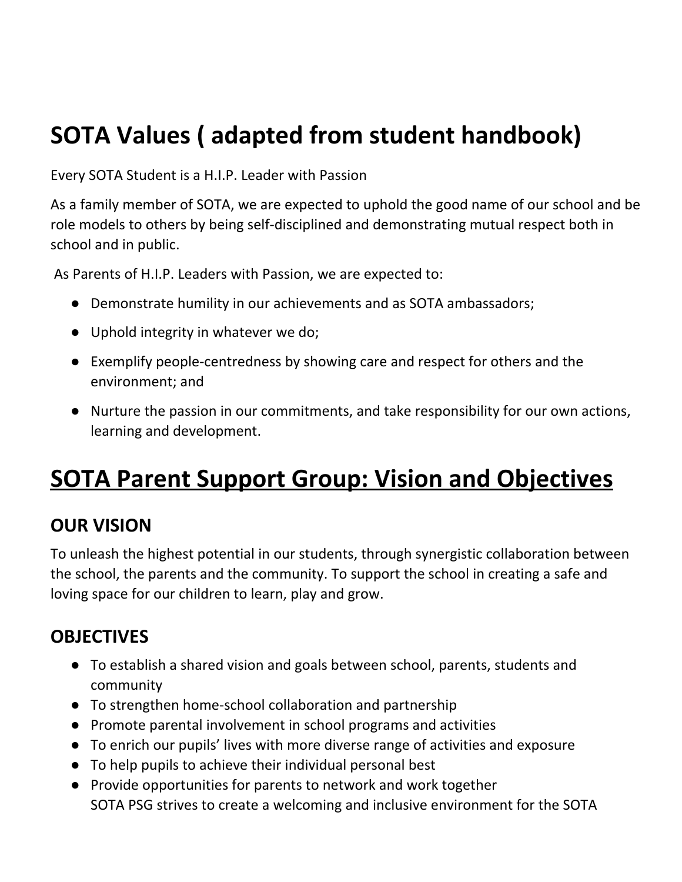# SOTA Values ( adapted from student handbook)

Every SOTA Student is a H.I.P. Leader with Passion

As a family member of SOTA, we are expected to uphold the good name of our school and be role models to others by being self-disciplined and demonstrating mutual respect both in school and in public.

As Parents of H.I.P. Leaders with Passion, we are expected to:

- Demonstrate humility in our achievements and as SOTA ambassadors;
- Uphold integrity in whatever we do;
- Exemplify people-centredness by showing care and respect for others and the environment; and
- Nurture the passion in our commitments, and take responsibility for our own actions, learning and development.

# SOTA Parent Support Group: Vision and Objectives

## OUR VISION

To unleash the highest potential in our students, through synergistic collaboration between the school, the parents and the community. To support the school in creating a safe and loving space for our children to learn, play and grow.

## OBJECTIVES

- To establish a shared vision and goals between school, parents, students and community
- To strengthen home-school collaboration and partnership
- Promote parental involvement in school programs and activities
- To enrich our pupils' lives with more diverse range of activities and exposure
- To help pupils to achieve their individual personal best
- Provide opportunities for parents to network and work together

SOTA PSG strives to create a welcoming and inclusive environment for the SOTA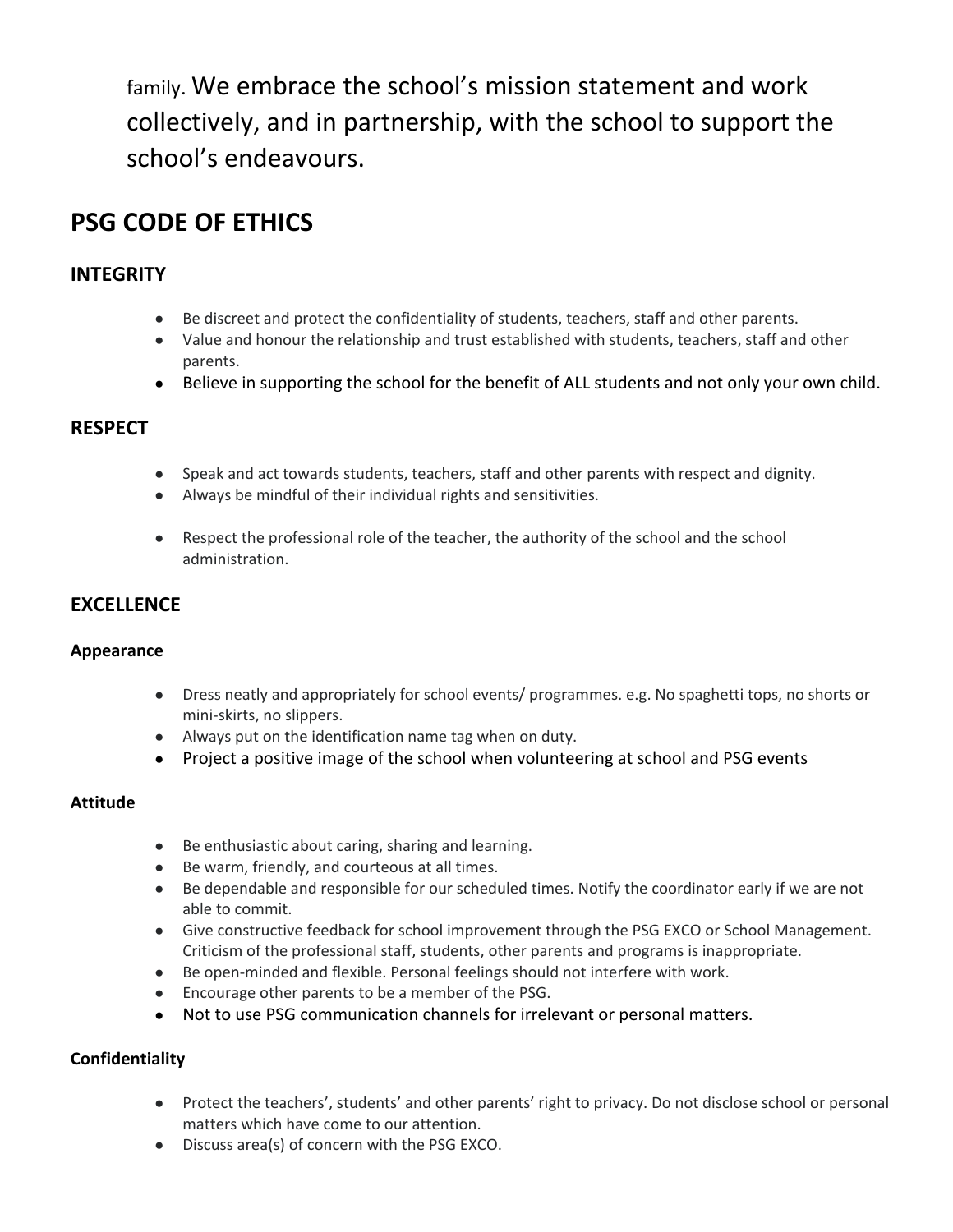family. We embrace the school's mission statement and work collectively, and in partnership, with the school to support the school's endeavours.

## PSG CODE OF ETHICS

### INTEGRITY

- Be discreet and protect the confidentiality of students, teachers, staff and other parents.
- Value and honour the relationship and trust established with students, teachers, staff and other parents.
- Believe in supporting the school for the benefit of ALL students and not only your own child.

### RESPECT

- Speak and act towards students, teachers, staff and other parents with respect and dignity.
- Always be mindful of their individual rights and sensitivities.
- Respect the professional role of the teacher, the authority of the school and the school administration.

### EXCELLENCE

#### Appearance

- Dress neatly and appropriately for school events/ programmes. e.g. No spaghetti tops, no shorts or mini-skirts, no slippers.
- Always put on the identification name tag when on duty.
- Project a positive image of the school when volunteering at school and PSG events

#### Attitude

- Be enthusiastic about caring, sharing and learning.
- Be warm, friendly, and courteous at all times.
- Be dependable and responsible for our scheduled times. Notify the coordinator early if we are not able to commit.
- Give constructive feedback for school improvement through the PSG EXCO or School Management. Criticism of the professional staff, students, other parents and programs is inappropriate.
- Be open-minded and flexible. Personal feelings should not interfere with work.
- Encourage other parents to be a member of the PSG.
- Not to use PSG communication channels for irrelevant or personal matters.

#### Confidentiality

- Protect the teachers', students' and other parents' right to privacy. Do not disclose school or personal matters which have come to our attention.
- Discuss area(s) of concern with the PSG EXCO.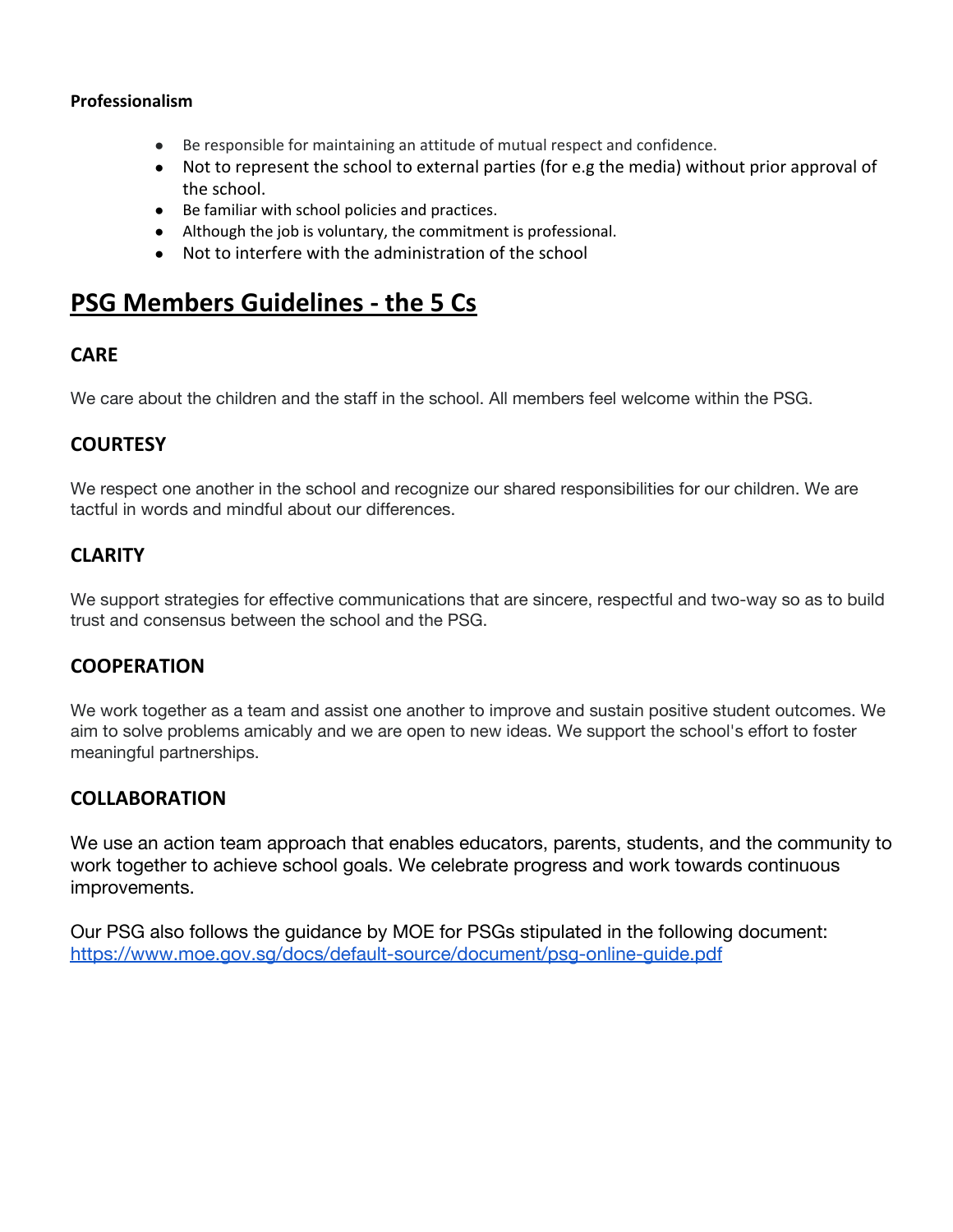**Professionalism**

- Be responsible for maintaining an attitude of mutual respect and confidence.
- Not to represent the school to external parties (for e.g the media) without prior approval of the school.
- Be familiar with school policies and practices.
- Although the job is voluntary, the commitment is professional.
- Not to interfere with the administration of the school

# PSG Members Guidelines - the 5 Cs

## CARE

We care about the children and the staff in the school. All members feel welcome within the PSG.

## COURTESY

We respect one another in the school and recognize our shared responsibilities for our children. We are tactful in words and mindful about our differences.

## CLARITY

We support strategies for effective communications that are sincere, respectful and two-way so as to build trust and consensus between the school and the PSG.

## COOPERATION

We work together as a team and assist one another to improve and sustain positive student outcomes. We aim to solve problems amicably and we are open to new ideas. We support the school's effort to foster meaningful partnerships.

## COLLABORATION

We use an action team approach that enables educators, parents, students, and the community to work together to achieve school goals. We celebrate progress and work towards continuous improvements.

Our PSG also follows the guidance by MOE for PSGs stipulated in the following document: https://www.moe.gov.sg/docs/default-source/document/psg-online-guide.pdf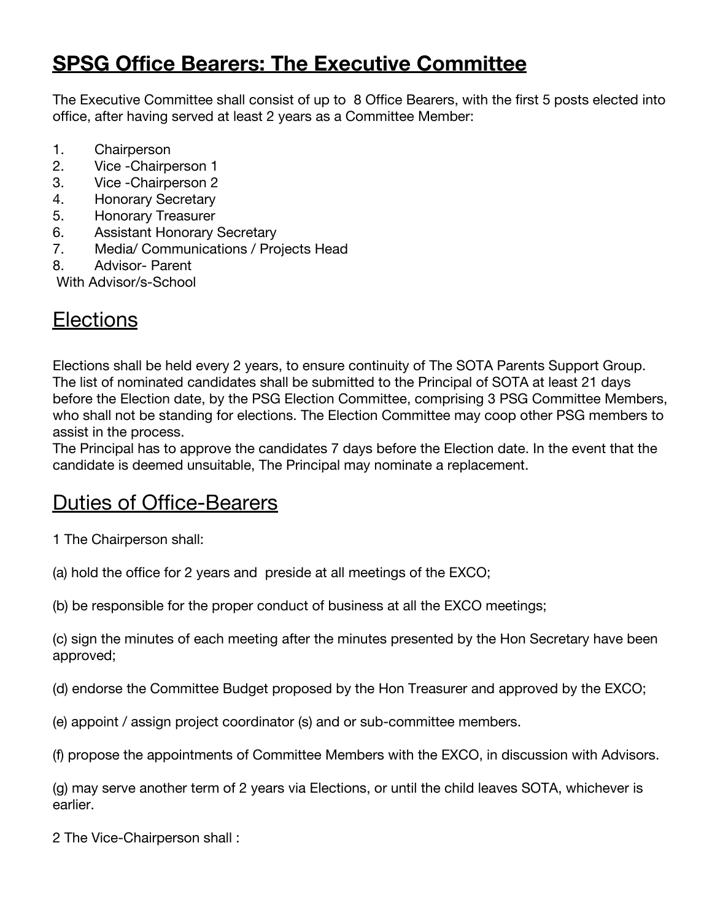# SPSG Office Bearers: The Executive Committee

The Executive Committee shall consist of up to 8 Office Bearers, with the first 5 posts elected into office, after having served at least 2 years as a Committee Member:

1. Chairperson
2. Vice -Chairperson 1
3. Vice -Chairperson 2
4. Honorary Secretary
5. Honorary Treasurer
6. Assistant Honorary Secretary
7. Media/ Communications / Projects Head
8. Advisor- Parent

With Advisor/s-School

## Elections

Elections shall be held every 2 years, to ensure continuity of The SOTA Parents Support Group. The list of nominated candidates shall be submitted to the Principal of SOTA at least 21 days before the Election date, by the PSG Election Committee, comprising 3 PSG Committee Members, who shall not be standing for elections. The Election Committee may coop other PSG members to assist in the process.
The Principal has to approve the candidates 7 days before the Election date. In the event that the candidate is deemed unsuitable, The Principal may nominate a replacement.

## Duties of Office-Bearers

1 The Chairperson shall:

(a) hold the office for 2 years and preside at all meetings of the EXCO;

(b) be responsible for the proper conduct of business at all the EXCO meetings;

(c) sign the minutes of each meeting after the minutes presented by the Hon Secretary have been approved;

(d) endorse the Committee Budget proposed by the Hon Treasurer and approved by the EXCO;

(e) appoint / assign project coordinator (s) and or sub-committee members.

(f) propose the appointments of Committee Members with the EXCO, in discussion with Advisors.

(g) may serve another term of 2 years via Elections, or until the child leaves SOTA, whichever is earlier.

2 The Vice-Chairperson shall :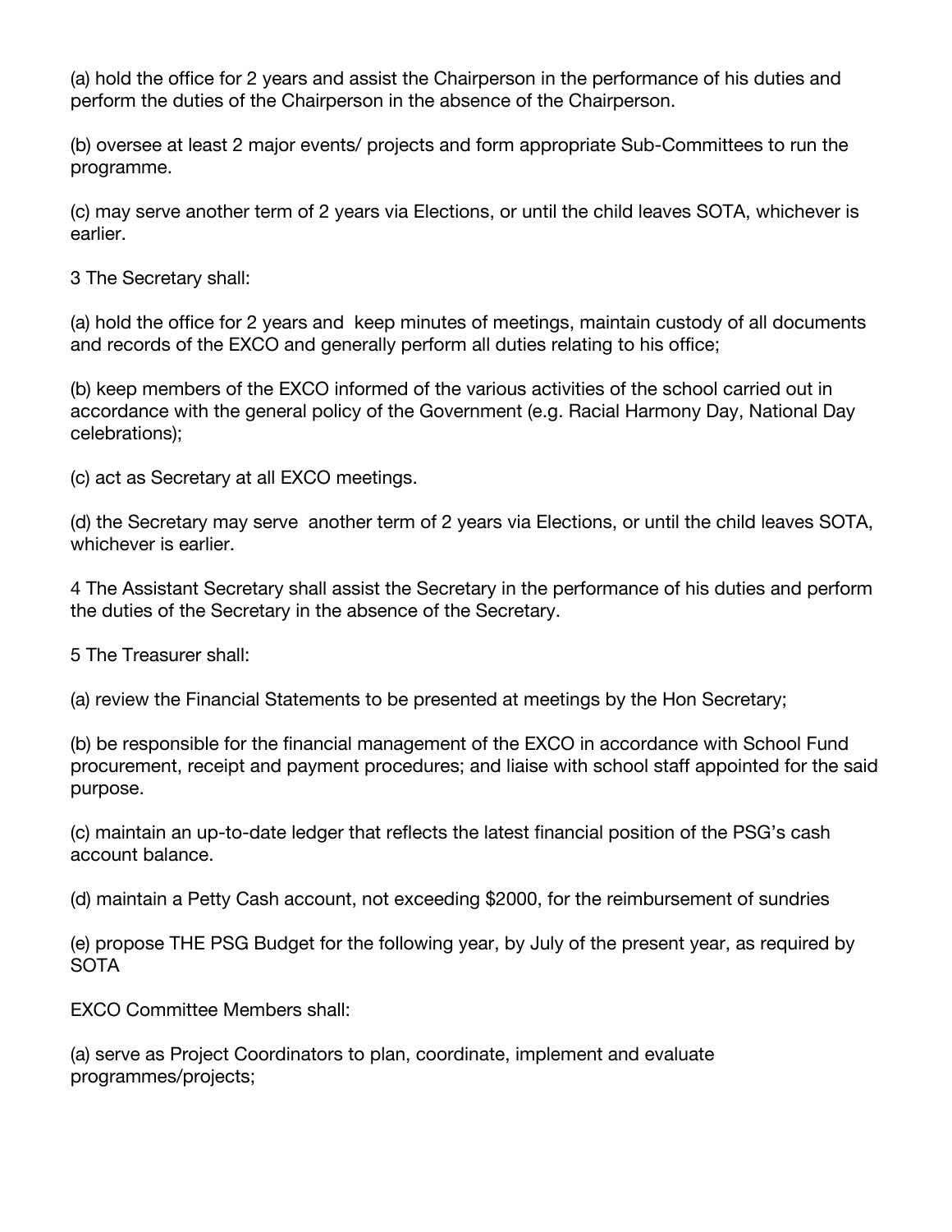(a) hold the office for 2 years and assist the Chairperson in the performance of his duties and perform the duties of the Chairperson in the absence of the Chairperson.

(b) oversee at least 2 major events/ projects and form appropriate Sub-Committees to run the programme.

(c) may serve another term of 2 years via Elections, or until the child leaves SOTA, whichever is earlier.

3 The Secretary shall:

(a) hold the office for 2 years and keep minutes of meetings, maintain custody of all documents and records of the EXCO and generally perform all duties relating to his office;

(b) keep members of the EXCO informed of the various activities of the school carried out in accordance with the general policy of the Government (e.g. Racial Harmony Day, National Day celebrations);

(c) act as Secretary at all EXCO meetings.

(d) the Secretary may serve another term of 2 years via Elections, or until the child leaves SOTA, whichever is earlier.

4 The Assistant Secretary shall assist the Secretary in the performance of his duties and perform the duties of the Secretary in the absence of the Secretary.

5 The Treasurer shall:

(a) review the Financial Statements to be presented at meetings by the Hon Secretary;

(b) be responsible for the financial management of the EXCO in accordance with School Fund procurement, receipt and payment procedures; and liaise with school staff appointed for the said purpose.

(c) maintain an up-to-date ledger that reflects the latest financial position of the PSG's cash account balance.

(d) maintain a Petty Cash account, not exceeding $2000, for the reimbursement of sundries

(e) propose THE PSG Budget for the following year, by July of the present year, as required by SOTA

EXCO Committee Members shall:

(a) serve as Project Coordinators to plan, coordinate, implement and evaluate programmes/projects;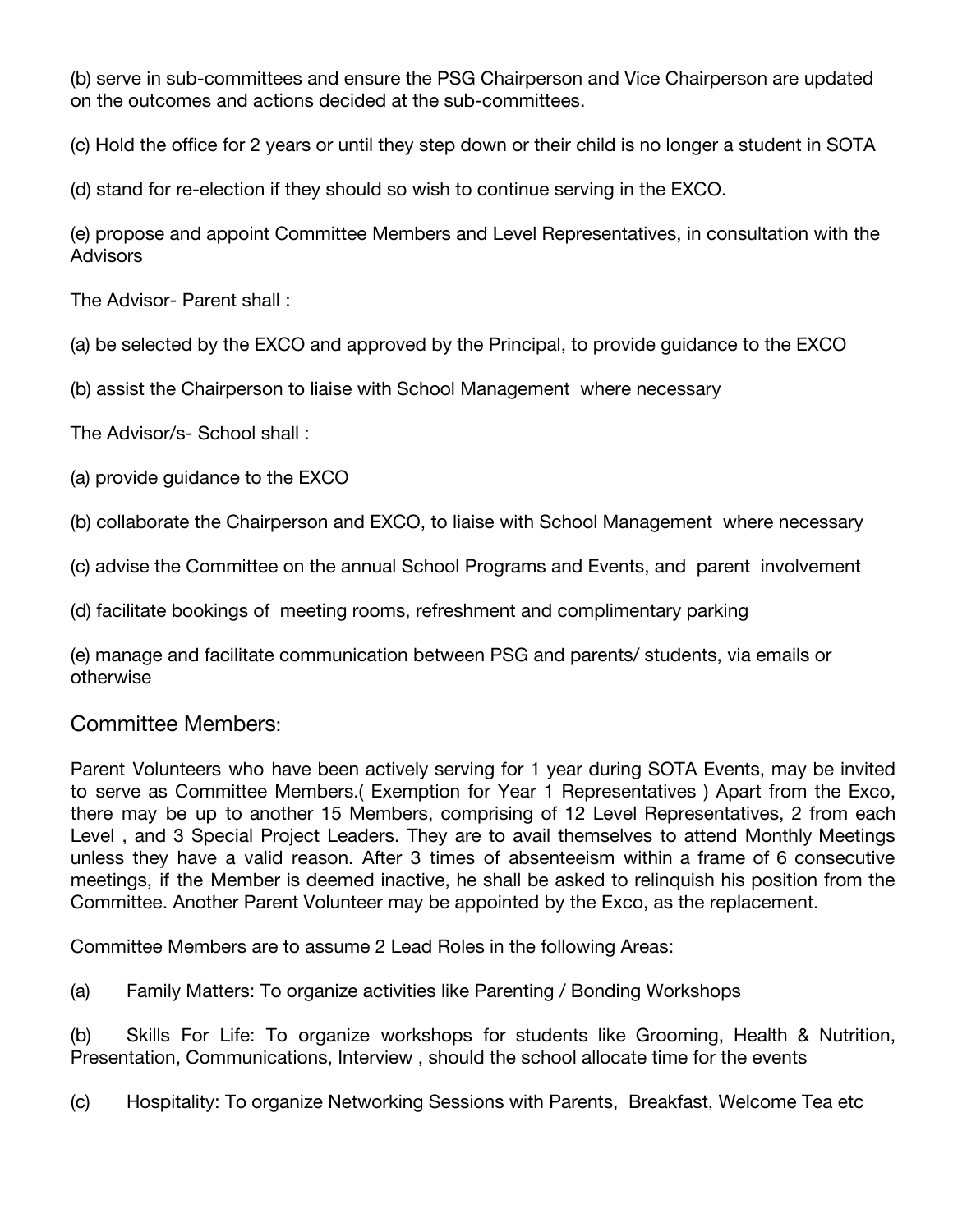(b) serve in sub-committees and ensure the PSG Chairperson and Vice Chairperson are updated on the outcomes and actions decided at the sub-committees.

(c) Hold the office for 2 years or until they step down or their child is no longer a student in SOTA

(d) stand for re-election if they should so wish to continue serving in the EXCO.

(e) propose and appoint Committee Members and Level Representatives, in consultation with the Advisors

The Advisor- Parent shall :

(a) be selected by the EXCO and approved by the Principal, to provide guidance to the EXCO

(b) assist the Chairperson to liaise with School Management where necessary

The Advisor/s- School shall :

(a) provide guidance to the EXCO

(b) collaborate the Chairperson and EXCO, to liaise with School Management where necessary

(c) advise the Committee on the annual School Programs and Events, and parent involvement

(d) facilitate bookings of meeting rooms, refreshment and complimentary parking

(e) manage and facilitate communication between PSG and parents/ students, via emails or otherwise

## Committee Members:

Parent Volunteers who have been actively serving for 1 year during SOTA Events, may be invited to serve as Committee Members.( Exemption for Year 1 Representatives ) Apart from the Exco, there may be up to another 15 Members, comprising of 12 Level Representatives, 2 from each Level , and 3 Special Project Leaders. They are to avail themselves to attend Monthly Meetings unless they have a valid reason. After 3 times of absenteeism within a frame of 6 consecutive meetings, if the Member is deemed inactive, he shall be asked to relinquish his position from the Committee. Another Parent Volunteer may be appointed by the Exco, as the replacement.

Committee Members are to assume 2 Lead Roles in the following Areas:

(a) Family Matters: To organize activities like Parenting / Bonding Workshops

(b) Skills For Life: To organize workshops for students like Grooming, Health & Nutrition, Presentation, Communications, Interview , should the school allocate time for the events

(c) Hospitality: To organize Networking Sessions with Parents, Breakfast, Welcome Tea etc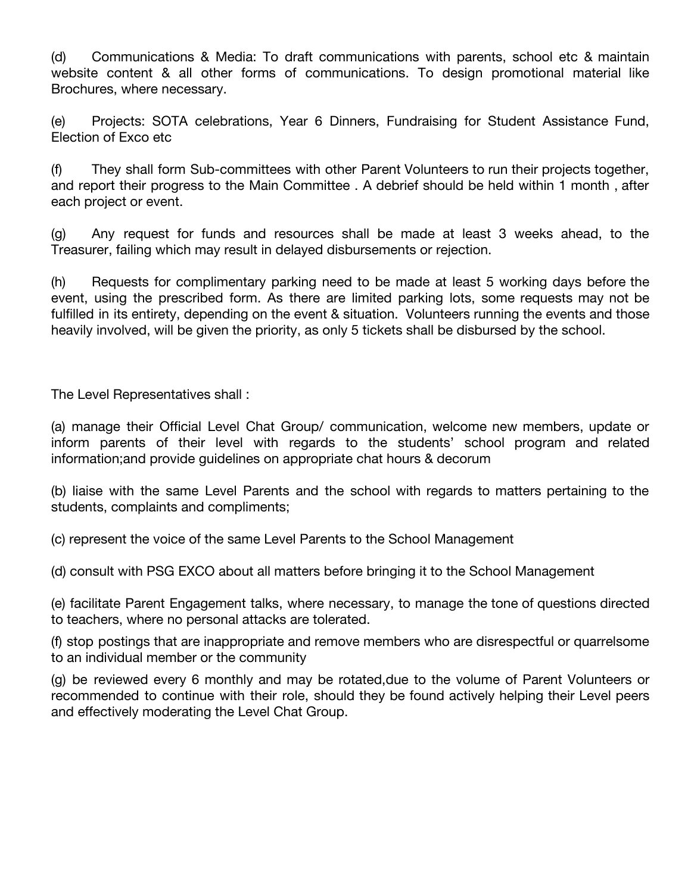(d) Communications & Media: To draft communications with parents, school etc & maintain website content & all other forms of communications. To design promotional material like Brochures, where necessary.

(e) Projects: SOTA celebrations, Year 6 Dinners, Fundraising for Student Assistance Fund, Election of Exco etc

(f) They shall form Sub-committees with other Parent Volunteers to run their projects together, and report their progress to the Main Committee . A debrief should be held within 1 month , after each project or event.

(g) Any request for funds and resources shall be made at least 3 weeks ahead, to the Treasurer, failing which may result in delayed disbursements or rejection.

(h) Requests for complimentary parking need to be made at least 5 working days before the event, using the prescribed form. As there are limited parking lots, some requests may not be fulfilled in its entirety, depending on the event & situation. Volunteers running the events and those heavily involved, will be given the priority, as only 5 tickets shall be disbursed by the school.

The Level Representatives shall :

(a) manage their Official Level Chat Group/ communication, welcome new members, update or inform parents of their level with regards to the students' school program and related information;and provide guidelines on appropriate chat hours & decorum

(b) liaise with the same Level Parents and the school with regards to matters pertaining to the students, complaints and compliments;

(c) represent the voice of the same Level Parents to the School Management

(d) consult with PSG EXCO about all matters before bringing it to the School Management

(e) facilitate Parent Engagement talks, where necessary, to manage the tone of questions directed to teachers, where no personal attacks are tolerated.

(f) stop postings that are inappropriate and remove members who are disrespectful or quarrelsome to an individual member or the community

(g) be reviewed every 6 monthly and may be rotated,due to the volume of Parent Volunteers or recommended to continue with their role, should they be found actively helping their Level peers and effectively moderating the Level Chat Group.